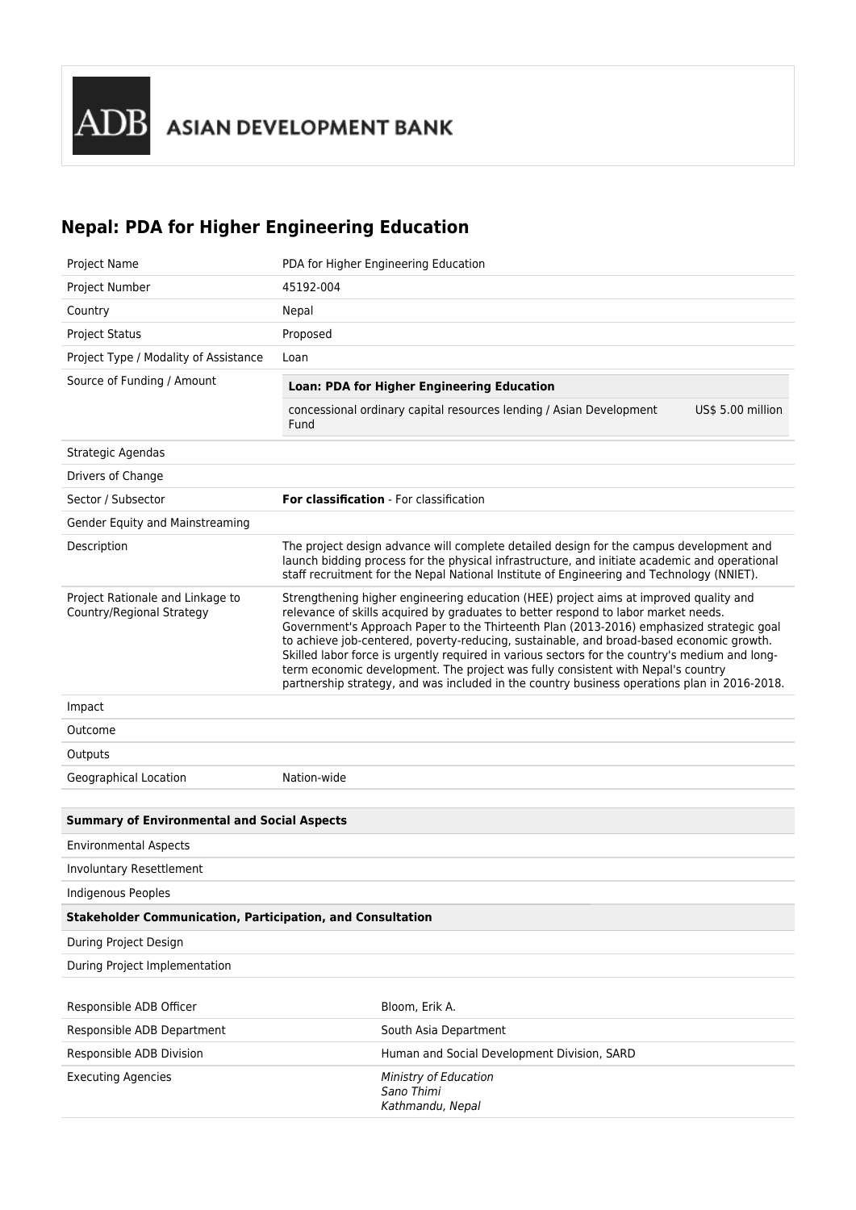ASIAN DEVELOPMENT BANK

# Nepal: PDA for Higher Engineering Education

| | |
|---|---|
| Project Name | PDA for Higher Engineering Education |
| Project Number | 45192-004 |
| Country | Nepal |
| Project Status | Proposed |
| Project Type / Modality of Assistance | Loan |
| Source of Funding / Amount | **Loan: PDA for Higher Engineering Education**<br>concessional ordinary capital resources lending / Asian Development Fund — US$ 5.00 million |
| Strategic Agendas | |
| Drivers of Change | |
| Sector / Subsector | **For classification** - For classification |
| Gender Equity and Mainstreaming | |
| Description | The project design advance will complete detailed design for the campus development and launch bidding process for the physical infrastructure, and initiate academic and operational staff recruitment for the Nepal National Institute of Engineering and Technology (NNIET). |
| Project Rationale and Linkage to Country/Regional Strategy | Strengthening higher engineering education (HEE) project aims at improved quality and relevance of skills acquired by graduates to better respond to labor market needs. Government's Approach Paper to the Thirteenth Plan (2013-2016) emphasized strategic goal to achieve job-centered, poverty-reducing, sustainable, and broad-based economic growth. Skilled labor force is urgently required in various sectors for the country's medium and long-term economic development. The project was fully consistent with Nepal's country partnership strategy, and was included in the country business operations plan in 2016-2018. |
| Impact | |
| Outcome | |
| Outputs | |
| Geographical Location | Nation-wide |

| **Summary of Environmental and Social Aspects** |
|---|
| Environmental Aspects |
| Involuntary Resettlement |
| Indigenous Peoples |
| **Stakeholder Communication, Participation, and Consultation** |
| During Project Design |
| During Project Implementation |

| | |
|---|---|
| Responsible ADB Officer | Bloom, Erik A. |
| Responsible ADB Department | South Asia Department |
| Responsible ADB Division | Human and Social Development Division, SARD |
| Executing Agencies | *Ministry of Education*<br>*Sano Thimi*<br>*Kathmandu, Nepal* |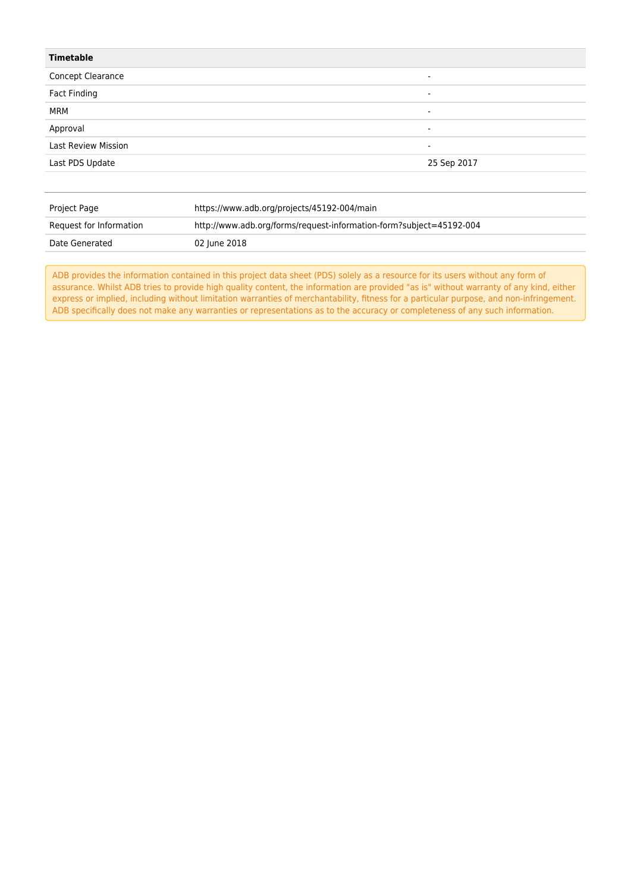| Timetable | |
|---|---|
| Concept Clearance | - |
| Fact Finding | - |
| MRM | - |
| Approval | - |
| Last Review Mission | - |
| Last PDS Update | 25 Sep 2017 |

| | |
|---|---|
| Project Page | https://www.adb.org/projects/45192-004/main |
| Request for Information | http://www.adb.org/forms/request-information-form?subject=45192-004 |
| Date Generated | 02 June 2018 |

ADB provides the information contained in this project data sheet (PDS) solely as a resource for its users without any form of assurance. Whilst ADB tries to provide high quality content, the information are provided "as is" without warranty of any kind, either express or implied, including without limitation warranties of merchantability, fitness for a particular purpose, and non-infringement. ADB specifically does not make any warranties or representations as to the accuracy or completeness of any such information.